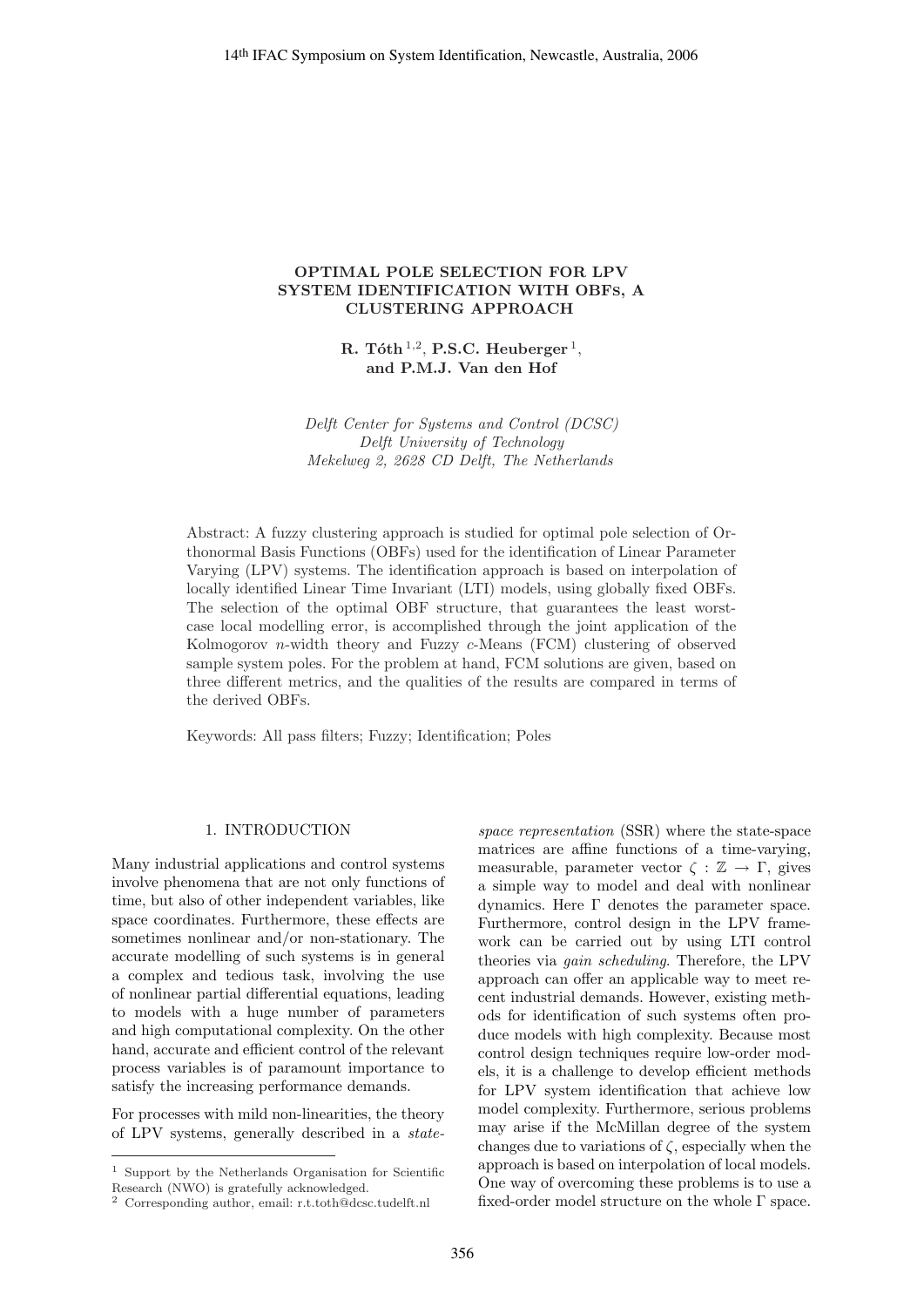# OPTIMAL POLE SELECTION FOR LPV SYSTEM IDENTIFICATION WITH OBFs, A CLUSTERING APPROACH

**R. Tóth** [1,2], **P.S.C. Heuberger** [1], **and P.M.J. Van den Hof**

*Delft Center for Systems and Control (DCSC)*
*Delft University of Technology*
*Mekelweg 2, 2628 CD Delft, The Netherlands*

Abstract: A fuzzy clustering approach is studied for optimal pole selection of Orthonormal Basis Functions (OBFs) used for the identification of Linear Parameter Varying (LPV) systems. The identification approach is based on interpolation of locally identified Linear Time Invariant (LTI) models, using globally fixed OBFs. The selection of the optimal OBF structure, that guarantees the least worst-case local modelling error, is accomplished through the joint application of the Kolmogorov $n$-width theory and Fuzzy $c$-Means (FCM) clustering of observed sample system poles. For the problem at hand, FCM solutions are given, based on three different metrics, and the qualities of the results are compared in terms of the derived OBFs.

Keywords: All pass filters; Fuzzy; Identification; Poles

## 1. INTRODUCTION

Many industrial applications and control systems involve phenomena that are not only functions of time, but also of other independent variables, like space coordinates. Furthermore, these effects are sometimes nonlinear and/or non-stationary. The accurate modelling of such systems is in general a complex and tedious task, involving the use of nonlinear partial differential equations, leading to models with a huge number of parameters and high computational complexity. On the other hand, accurate and efficient control of the relevant process variables is of paramount importance to satisfy the increasing performance demands.

For processes with mild non-linearities, the theory of LPV systems, generally described in a *state-space representation* (SSR) where the state-space matrices are affine functions of a time-varying, measurable, parameter vector $\zeta : \mathbb{Z} \rightarrow \Gamma$, gives a simple way to model and deal with nonlinear dynamics. Here $\Gamma$ denotes the parameter space. Furthermore, control design in the LPV framework can be carried out by using LTI control theories via *gain scheduling*. Therefore, the LPV approach can offer an applicable way to meet recent industrial demands. However, existing methods for identification of such systems often produce models with high complexity. Because most control design techniques require low-order models, it is a challenge to develop efficient methods for LPV system identification that achieve low model complexity. Furthermore, serious problems may arise if the McMillan degree of the system changes due to variations of $\zeta$, especially when the approach is based on interpolation of local models. One way of overcoming these problems is to use a fixed-order model structure on the whole $\Gamma$ space.

---

[1] Support by the Netherlands Organisation for Scientific Research (NWO) is gratefully acknowledged.
[2] Corresponding author, email: r.t.toth@dcsc.tudelft.nl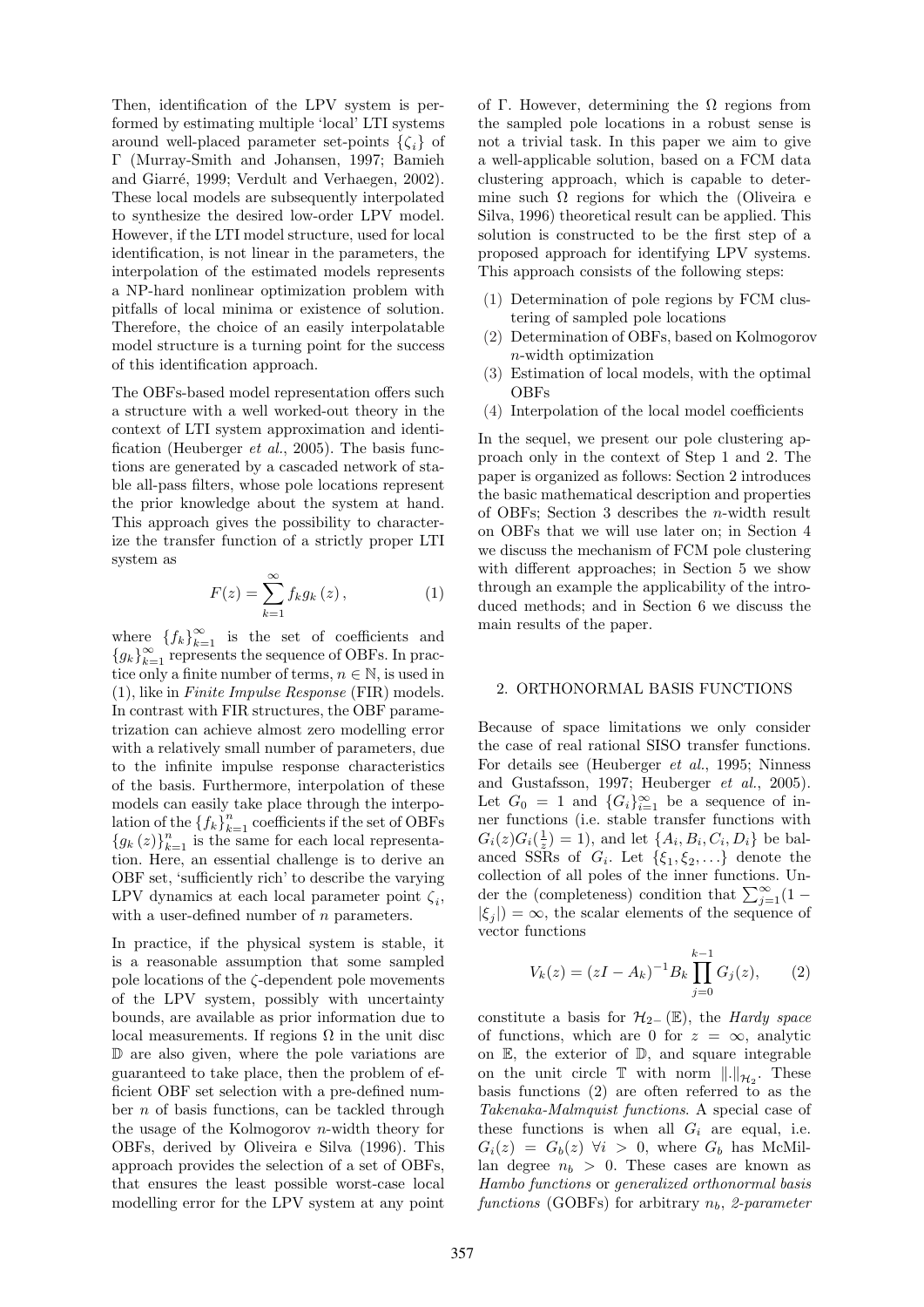Then, identification of the LPV system is performed by estimating multiple 'local' LTI systems around well-placed parameter set-points $\{\zeta_i\}$ of $\Gamma$ (Murray-Smith and Johansen, 1997; Bamieh and Giarré, 1999; Verdult and Verhaegen, 2002). These local models are subsequently interpolated to synthesize the desired low-order LPV model. However, if the LTI model structure, used for local identification, is not linear in the parameters, the interpolation of the estimated models represents a NP-hard nonlinear optimization problem with pitfalls of local minima or existence of solution. Therefore, the choice of an easily interpolatable model structure is a turning point for the success of this identification approach.

The OBFs-based model representation offers such a structure with a well worked-out theory in the context of LTI system approximation and identification (Heuberger *et al.*, 2005). The basis functions are generated by a cascaded network of stable all-pass filters, whose pole locations represent the prior knowledge about the system at hand. This approach gives the possibility to characterize the transfer function of a strictly proper LTI system as

$$F(z) = \sum_{k=1}^{\infty} f_k g_k(z), \tag{1}$$

where $\{f_k\}_{k=1}^{\infty}$ is the set of coefficients and $\{g_k\}_{k=1}^{\infty}$ represents the sequence of OBFs. In practice only a finite number of terms, $n \in \mathbb{N}$, is used in (1), like in *Finite Impulse Response* (FIR) models. In contrast with FIR structures, the OBF parametrization can achieve almost zero modelling error with a relatively small number of parameters, due to the infinite impulse response characteristics of the basis. Furthermore, interpolation of these models can easily take place through the interpolation of the $\{f_k\}_{k=1}^{n}$ coefficients if the set of OBFs $\{g_k(z)\}_{k=1}^{n}$ is the same for each local representation. Here, an essential challenge is to derive an OBF set, 'sufficiently rich' to describe the varying LPV dynamics at each local parameter point $\zeta_i$, with a user-defined number of $n$ parameters.

In practice, if the physical system is stable, it is a reasonable assumption that some sampled pole locations of the $\zeta$-dependent pole movements of the LPV system, possibly with uncertainty bounds, are available as prior information due to local measurements. If regions $\Omega$ in the unit disc $\mathbb{D}$ are also given, where the pole variations are guaranteed to take place, then the problem of efficient OBF set selection with a pre-defined number $n$ of basis functions, can be tackled through the usage of the Kolmogorov $n$-width theory for OBFs, derived by Oliveira e Silva (1996). This approach provides the selection of a set of OBFs, that ensures the least possible worst-case local modelling error for the LPV system at any point of $\Gamma$. However, determining the $\Omega$ regions from the sampled pole locations in a robust sense is not a trivial task. In this paper we aim to give a well-applicable solution, based on a FCM data clustering approach, which is capable to determine such $\Omega$ regions for which the (Oliveira e Silva, 1996) theoretical result can be applied. This solution is constructed to be the first step of a proposed approach for identifying LPV systems. This approach consists of the following steps:

1. Determination of pole regions by FCM clustering of sampled pole locations
2. Determination of OBFs, based on Kolmogorov $n$-width optimization
3. Estimation of local models, with the optimal OBFs
4. Interpolation of the local model coefficients

In the sequel, we present our pole clustering approach only in the context of Step 1 and 2. The paper is organized as follows: Section 2 introduces the basic mathematical description and properties of OBFs; Section 3 describes the $n$-width result on OBFs that we will use later on; in Section 4 we discuss the mechanism of FCM pole clustering with different approaches; in Section 5 we show through an example the applicability of the introduced methods; and in Section 6 we discuss the main results of the paper.

## 2. ORTHONORMAL BASIS FUNCTIONS

Because of space limitations we only consider the case of real rational SISO transfer functions. For details see (Heuberger *et al.*, 1995; Ninness and Gustafsson, 1997; Heuberger *et al.*, 2005). Let $G_0 = 1$ and $\{G_i\}_{i=1}^{\infty}$ be a sequence of inner functions (i.e. stable transfer functions with $G_i(z)G_i(\frac{1}{z}) = 1$), and let $\{A_i, B_i, C_i, D_i\}$ be balanced SSRs of $G_i$. Let $\{\xi_1, \xi_2, \ldots\}$ denote the collection of all poles of the inner functions. Under the (completeness) condition that $\sum_{j=1}^{\infty}(1 - |\xi_j|) = \infty$, the scalar elements of the sequence of vector functions

$$V_k(z) = (zI - A_k)^{-1} B_k \prod_{j=0}^{k-1} G_j(z), \tag{2}$$

constitute a basis for $\mathcal{H}_{2-}(\mathbb{E})$, the *Hardy space* of functions, which are 0 for $z = \infty$, analytic on $\mathbb{E}$, the exterior of $\mathbb{D}$, and square integrable on the unit circle $\mathbb{T}$ with norm $\|.\|_{\mathcal{H}_2}$. These basis functions (2) are often referred to as the *Takenaka-Malmquist functions*. A special case of these functions is when all $G_i$ are equal, i.e. $G_i(z) = G_b(z)\ \forall i > 0$, where $G_b$ has McMillan degree $n_b > 0$. These cases are known as *Hambo functions* or *generalized orthonormal basis functions* (GOBFs) for arbitrary $n_b$, *2-parameter*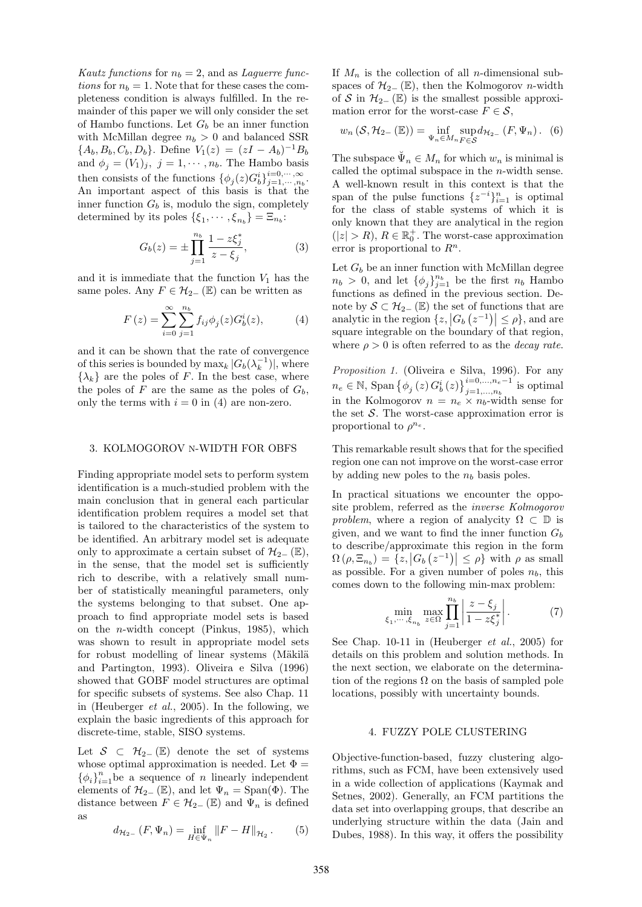*Kautz functions* for $n_b = 2$, and as *Laguerre functions* for $n_b = 1$. Note that for these cases the completeness condition is always fulfilled. In the remainder of this paper we will only consider the set of Hambo functions. Let $G_b$ be an inner function with McMillan degree $n_b > 0$ and balanced SSR $\{A_b, B_b, C_b, D_b\}$. Define $V_1(z) = (zI - A_b)^{-1}B_b$ and $\phi_j = (V_1)_j,\ j = 1, \cdots, n_b$. The Hambo basis then consists of the functions $\{\phi_j(z)G_b^i\}_{j=1,\cdots,n_b}^{i=0,\cdots,\infty}$. An important aspect of this basis is that the inner function $G_b$ is, modulo the sign, completely determined by its poles $\{\xi_1, \cdots, \xi_{n_b}\} = \Xi_{n_b}$:

$$G_b(z) = \pm \prod_{j=1}^{n_b} \frac{1 - z\xi_j^*}{z - \xi_j}, \tag{3}$$

and it is immediate that the function $V_1$ has the same poles. Any $F \in \mathcal{H}_{2-}(\mathbb{E})$ can be written as

$$F(z) = \sum_{i=0}^{\infty} \sum_{j=1}^{n_b} f_{ij} \phi_j(z) G_b^i(z), \tag{4}$$

and it can be shown that the rate of convergence of this series is bounded by $\max_k |G_b(\lambda_k^{-1})|$, where $\{\lambda_k\}$ are the poles of $F$. In the best case, where the poles of $F$ are the same as the poles of $G_b$, only the terms with $i = 0$ in (4) are non-zero.

## 3. KOLMOGOROV N-WIDTH FOR OBFS

Finding appropriate model sets to perform system identification is a much-studied problem with the main conclusion that in general each particular identification problem requires a model set that is tailored to the characteristics of the system to be identified. An arbitrary model set is adequate only to approximate a certain subset of $\mathcal{H}_{2-}(\mathbb{E})$, in the sense, that the model set is sufficiently rich to describe, with a relatively small number of statistically meaningful parameters, only the systems belonging to that subset. One approach to find appropriate model sets is based on the $n$-width concept (Pinkus, 1985), which was shown to result in appropriate model sets for robust modelling of linear systems (Mäkilä and Partington, 1993). Oliveira e Silva (1996) showed that GOBF model structures are optimal for specific subsets of systems. See also Chap. 11 in (Heuberger *et al.*, 2005). In the following, we explain the basic ingredients of this approach for discrete-time, stable, SISO systems.

Let $\mathcal{S} \subset \mathcal{H}_{2-}(\mathbb{E})$ denote the set of systems whose optimal approximation is needed. Let $\Phi = \{\phi_i\}_{i=1}^n$ be a sequence of $n$ linearly independent elements of $\mathcal{H}_{2-}(\mathbb{E})$, and let $\Psi_n = \mathrm{Span}(\Phi)$. The distance between $F \in \mathcal{H}_{2-}(\mathbb{E})$ and $\Psi_n$ is defined as

$$d_{\mathcal{H}_{2-}}(F, \Psi_n) = \inf_{H \in \Psi_n} \|F - H\|_{\mathcal{H}_2}. \tag{5}$$

If $M_n$ is the collection of all $n$-dimensional subspaces of $\mathcal{H}_{2-}(\mathbb{E})$, then the Kolmogorov $n$-width of $\mathcal{S}$ in $\mathcal{H}_{2-}(\mathbb{E})$ is the smallest possible approximation error for the worst-case $F \in \mathcal{S}$,

$$w_n(\mathcal{S}, \mathcal{H}_{2-}(\mathbb{E})) = \inf_{\Psi_n \in M_n} \sup_{F \in \mathcal{S}} d_{\mathcal{H}_{2-}}(F, \Psi_n). \tag{6}$$

The subspace $\breve{\Psi}_n \in M_n$ for which $w_n$ is minimal is called the optimal subspace in the $n$-width sense. A well-known result in this context is that the span of the pulse functions $\{z^{-i}\}_{i=1}^n$ is optimal for the class of stable systems of which it is only known that they are analytical in the region $(|z| > R)$, $R \in \mathbb{R}_0^+$. The worst-case approximation error is proportional to $R^n$.

Let $G_b$ be an inner function with McMillan degree $n_b > 0$, and let $\{\phi_j\}_{j=1}^{n_b}$ be the first $n_b$ Hambo functions as defined in the previous section. Denote by $\mathcal{S} \subset \mathcal{H}_{2-}(\mathbb{E})$ the set of functions that are analytic in the region $\{z, |G_b(z^{-1})| \leq \rho\}$, and are square integrable on the boundary of that region, where $\rho > 0$ is often referred to as the *decay rate*.

*Proposition 1.* (Oliveira e Silva, 1996). For any $n_e \in \mathbb{N}$, $\mathrm{Span}\{\phi_j(z)G_b^i(z)\}_{j=1,\ldots,n_b}^{i=0,\ldots,n_e-1}$ is optimal in the Kolmogorov $n = n_e \times n_b$-width sense for the set $\mathcal{S}$. The worst-case approximation error is proportional to $\rho^{n_e}$.

This remarkable result shows that for the specified region one can not improve on the worst-case error by adding new poles to the $n_b$ basis poles.

In practical situations we encounter the opposite problem, referred as the *inverse Kolmogorov problem*, where a region of analycity $\Omega \subset \mathbb{D}$ is given, and we want to find the inner function $G_b$ to describe/approximate this region in the form $\Omega(\rho, \Xi_{n_b}) = \{z, |G_b(z^{-1})| \leq \rho\}$ with $\rho$ as small as possible. For a given number of poles $n_b$, this comes down to the following min-max problem:

$$\min_{\xi_1, \cdots, \xi_{n_b}} \max_{z \in \Omega} \prod_{j=1}^{n_b} \left| \frac{z - \xi_j}{1 - z\xi_j^*} \right|. \tag{7}$$

See Chap. 10-11 in (Heuberger *et al.*, 2005) for details on this problem and solution methods. In the next section, we elaborate on the determination of the regions $\Omega$ on the basis of sampled pole locations, possibly with uncertainty bounds.

## 4. FUZZY POLE CLUSTERING

Objective-function-based, fuzzy clustering algorithms, such as FCM, have been extensively used in a wide collection of applications (Kaymak and Setnes, 2002). Generally, an FCM partitions the data set into overlapping groups, that describe an underlying structure within the data (Jain and Dubes, 1988). In this way, it offers the possibility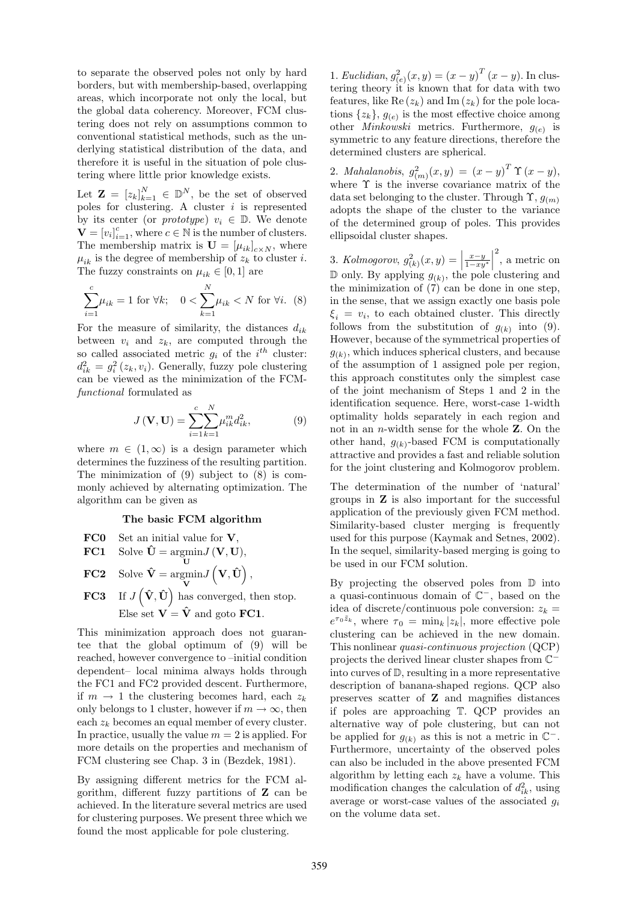to separate the observed poles not only by hard borders, but with membership-based, overlapping areas, which incorporate not only the local, but the global data coherency. Moreover, FCM clustering does not rely on assumptions common to conventional statistical methods, such as the underlying statistical distribution of the data, and therefore it is useful in the situation of pole clustering where little prior knowledge exists.

Let $\mathbf{Z} = [z_k]_{k=1}^{N} \in \mathbb{D}^N$, be the set of observed poles for clustering. A cluster $i$ is represented by its center (or *prototype*) $v_i \in \mathbb{D}$. We denote $\mathbf{V} = [v_i]_{i=1}^{c}$, where $c \in \mathbb{N}$ is the number of clusters. The membership matrix is $\mathbf{U} = [\mu_{ik}]_{c \times N}$, where $\mu_{ik}$ is the degree of membership of $z_k$ to cluster $i$. The fuzzy constraints on $\mu_{ik} \in [0, 1]$ are

$$\sum_{i=1}^{c} \mu_{ik} = 1 \text{ for } \forall k; \quad 0 < \sum_{k=1}^{N} \mu_{ik} < N \text{ for } \forall i. \quad (8)$$

For the measure of similarity, the distances $d_{ik}$ between $v_i$ and $z_k$, are computed through the so called associated metric $g_i$ of the $i^{th}$ cluster: $d_{ik}^2 = g_i^2(z_k, v_i)$. Generally, fuzzy pole clustering can be viewed as the minimization of the FCM-*functional* formulated as

$$J(\mathbf{V}, \mathbf{U}) = \sum_{i=1}^{c} \sum_{k=1}^{N} \mu_{ik}^m d_{ik}^2, \quad (9)$$

where $m \in (1, \infty)$ is a design parameter which determines the fuzziness of the resulting partition. The minimization of (9) subject to (8) is commonly achieved by alternating optimization. The algorithm can be given as

**The basic FCM algorithm**

**FC0** Set an initial value for $\mathbf{V}$,

**FC1** Solve $\hat{\mathbf{U}} = \underset{\mathbf{U}}{\operatorname{argmin}} J(\mathbf{V}, \mathbf{U})$,

**FC2** Solve $\hat{\mathbf{V}} = \underset{\mathbf{V}}{\operatorname{argmin}} J\left(\mathbf{V}, \hat{\mathbf{U}}\right)$,

**FC3** If $J\left(\hat{\mathbf{V}}, \hat{\mathbf{U}}\right)$ has converged, then stop. Else set $\mathbf{V} = \hat{\mathbf{V}}$ and goto **FC1**.

This minimization approach does not guarantee that the global optimum of (9) will be reached, however convergence to –initial condition dependent– local minima always holds through the FC1 and FC2 provided descent. Furthermore, if $m \to 1$ the clustering becomes hard, each $z_k$ only belongs to 1 cluster, however if $m \to \infty$, then each $z_k$ becomes an equal member of every cluster. In practice, usually the value $m = 2$ is applied. For more details on the properties and mechanism of FCM clustering see Chap. 3 in (Bezdek, 1981).

By assigning different metrics for the FCM algorithm, different fuzzy partitions of $\mathbf{Z}$ can be achieved. In the literature several metrics are used for clustering purposes. We present three which we found the most applicable for pole clustering.

1. *Euclidian*, $g_{(e)}^2(x, y) = (x - y)^T (x - y)$. In clustering theory it is known that for data with two features, like $\operatorname{Re}(z_k)$ and $\operatorname{Im}(z_k)$ for the pole locations $\{z_k\}$, $g_{(e)}$ is the most effective choice among other *Minkowski* metrics. Furthermore, $g_{(e)}$ is symmetric to any feature directions, therefore the determined clusters are spherical.

2. *Mahalanobis*, $g_{(m)}^2(x, y) = (x - y)^T \Upsilon (x - y)$, where $\Upsilon$ is the inverse covariance matrix of the data set belonging to the cluster. Through $\Upsilon$, $g_{(m)}$ adopts the shape of the cluster to the variance of the determined group of poles. This provides ellipsoidal cluster shapes.

3. *Kolmogorov*, $g_{(k)}^2(x, y) = \left| \frac{x - y}{1 - x y^*} \right|^2$, a metric on $\mathbb{D}$ only. By applying $g_{(k)}$, the pole clustering and the minimization of (7) can be done in one step, in the sense, that we assign exactly one basis pole $\xi_i = v_i$, to each obtained cluster. This directly follows from the substitution of $g_{(k)}$ into (9). However, because of the symmetrical properties of $g_{(k)}$, which induces spherical clusters, and because of the assumption of 1 assigned pole per region, this approach constitutes only the simplest case of the joint mechanism of Steps 1 and 2 in the identification sequence. Here, worst-case 1-width optimality holds separately in each region and not in an $n$-width sense for the whole $\mathbf{Z}$. On the other hand, $g_{(k)}$-based FCM is computationally attractive and provides a fast and reliable solution for the joint clustering and Kolmogorov problem.

The determination of the number of 'natural' groups in $\mathbf{Z}$ is also important for the successful application of the previously given FCM method. Similarity-based cluster merging is frequently used for this purpose (Kaymak and Setnes, 2002). In the sequel, similarity-based merging is going to be used in our FCM solution.

By projecting the observed poles from $\mathbb{D}$ into a quasi-continuous domain of $\mathbb{C}^-$, based on the idea of discrete/continuous pole conversion: $z_k = e^{\tau_0 \tilde{z}_k}$, where $\tau_0 = \min_k |z_k|$, more effective pole clustering can be achieved in the new domain. This nonlinear *quasi-continuous projection* (QCP) projects the derived linear cluster shapes from $\mathbb{C}^-$ into curves of $\mathbb{D}$, resulting in a more representative description of banana-shaped regions. QCP also preserves scatter of $\mathbf{Z}$ and magnifies distances if poles are approaching $\mathbb{T}$. QCP provides an alternative way of pole clustering, but can not be applied for $g_{(k)}$ as this is not a metric in $\mathbb{C}^-$. Furthermore, uncertainty of the observed poles can also be included in the above presented FCM algorithm by letting each $z_k$ have a volume. This modification changes the calculation of $d_{ik}^2$, using average or worst-case values of the associated $g_i$ on the volume data set.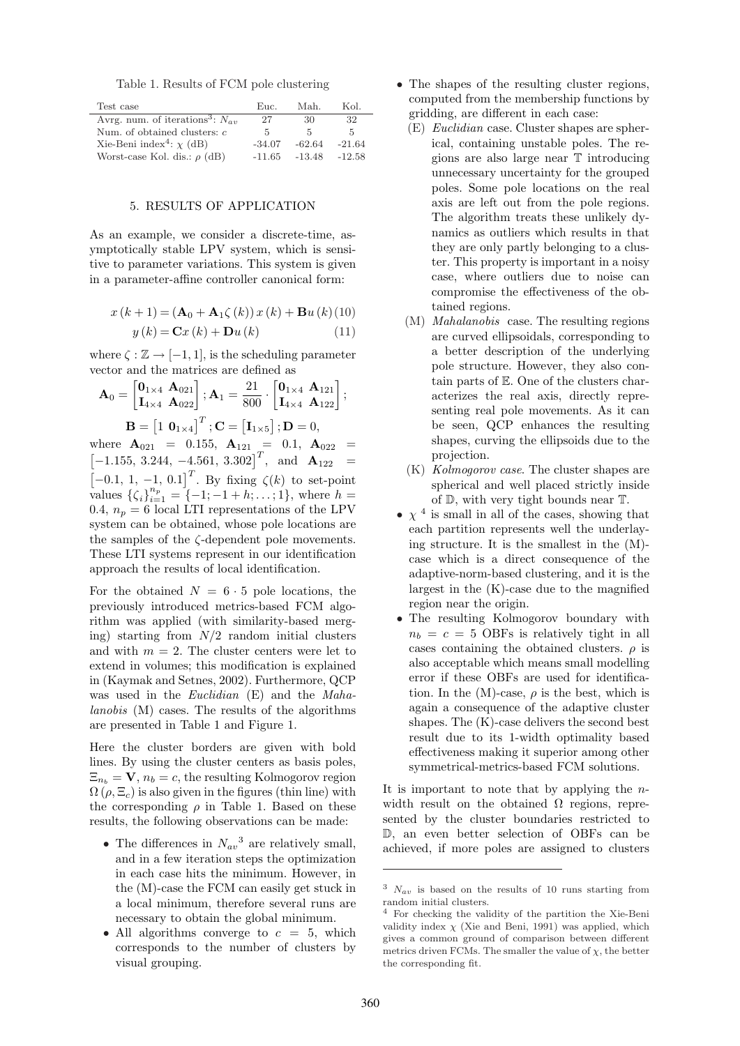Table 1. Results of FCM pole clustering

| Test case | Euc. | Mah. | Kol. |
|---|---|---|---|
| Avrg. num. of iterations[3]: $N_{av}$ | 27 | 30 | 32 |
| Num. of obtained clusters: $c$ | 5 | 5 | 5 |
| Xie-Beni index[4]: $\chi$ (dB) | -34.07 | -62.64 | -21.64 |
| Worst-case Kol. dis.: $\rho$ (dB) | -11.65 | -13.48 | -12.58 |

## 5. RESULTS OF APPLICATION

As an example, we consider a discrete-time, asymptotically stable LPV system, which is sensitive to parameter variations. This system is given in a parameter-affine controller canonical form:

$$x(k+1) = (\mathbf{A}_0 + \mathbf{A}_1 \zeta(k))\, x(k) + \mathbf{B} u(k) \quad (10)$$

$$y(k) = \mathbf{C} x(k) + \mathbf{D} u(k) \quad (11)$$

where $\zeta : \mathbb{Z} \rightarrow [-1, 1]$, is the scheduling parameter vector and the matrices are defined as

$$\mathbf{A}_0 = \begin{bmatrix} \mathbf{0}_{1\times 4} & \mathbf{A}_{021} \\ \mathbf{I}_{4\times 4} & \mathbf{A}_{022} \end{bmatrix}; \mathbf{A}_1 = \frac{21}{800} \cdot \begin{bmatrix} \mathbf{0}_{1\times 4} & \mathbf{A}_{121} \\ \mathbf{I}_{4\times 4} & \mathbf{A}_{122} \end{bmatrix};$$

$$\mathbf{B} = \begin{bmatrix} 1 & \mathbf{0}_{1\times 4} \end{bmatrix}^T; \mathbf{C} = \begin{bmatrix} \mathbf{I}_{1\times 5} \end{bmatrix}; \mathbf{D} = 0,$$

where $\mathbf{A}_{021} = 0.155$, $\mathbf{A}_{121} = 0.1$, $\mathbf{A}_{022} = \begin{bmatrix} -1.155, & 3.244, & -4.561, & 3.302 \end{bmatrix}^T$, and $\mathbf{A}_{122} = \begin{bmatrix} -0.1, & 1, & -1, & 0.1 \end{bmatrix}^T$. By fixing $\zeta(k)$ to set-point values $\{\zeta_i\}_{i=1}^{n_p} = \{-1; -1+h; \ldots; 1\}$, where $h = 0.4$, $n_p = 6$ local LTI representations of the LPV system can be obtained, whose pole locations are the samples of the $\zeta$-dependent pole movements. These LTI systems represent in our identification approach the results of local identification.

For the obtained $N = 6 \cdot 5$ pole locations, the previously introduced metrics-based FCM algorithm was applied (with similarity-based merging) starting from $N/2$ random initial clusters and with $m = 2$. The cluster centers were let to extend in volumes; this modification is explained in (Kaymak and Setnes, 2002). Furthermore, QCP was used in the *Euclidian* (E) and the *Mahalanobis* (M) cases. The results of the algorithms are presented in Table 1 and Figure 1.

Here the cluster borders are given with bold lines. By using the cluster centers as basis poles, $\Xi_{n_b} = \mathbf{V}$, $n_b = c$, the resulting Kolmogorov region $\Omega(\rho, \Xi_c)$ is also given in the figures (thin line) with the corresponding $\rho$ in Table 1. Based on these results, the following observations can be made:

- The differences in $N_{av}$[3] are relatively small, and in a few iteration steps the optimization in each case hits the minimum. However, in the (M)-case the FCM can easily get stuck in a local minimum, therefore several runs are necessary to obtain the global minimum.
- All algorithms converge to $c = 5$, which corresponds to the number of clusters by visual grouping.
- The shapes of the resulting cluster regions, computed from the membership functions by gridding, are different in each case:
  - (E) *Euclidian* case. Cluster shapes are spherical, containing unstable poles. The regions are also large near $\mathbb{T}$ introducing unnecessary uncertainty for the grouped poles. Some pole locations on the real axis are left out from the pole regions. The algorithm treats these unlikely dynamics as outliers which results in that they are only partly belonging to a cluster. This property is important in a noisy case, where outliers due to noise can compromise the effectiveness of the obtained regions.
  - (M) *Mahalanobis* case. The resulting regions are curved ellipsoidals, corresponding to a better description of the underlying pole structure. However, they also contain parts of $\mathbb{E}$. One of the clusters characterizes the real axis, directly representing real pole movements. As it can be seen, QCP enhances the resulting shapes, curving the ellipsoids due to the projection.
  - (K) *Kolmogorov case*. The cluster shapes are spherical and well placed strictly inside of $\mathbb{D}$, with very tight bounds near $\mathbb{T}$.
- $\chi$[4] is small in all of the cases, showing that each partition represents well the underlying structure. It is the smallest in the (M)-case which is a direct consequence of the adaptive-norm-based clustering, and it is the largest in the (K)-case due to the magnified region near the origin.
- The resulting Kolmogorov boundary with $n_b = c = 5$ OBFs is relatively tight in all cases containing the obtained clusters. $\rho$ is also acceptable which means small modelling error if these OBFs are used for identification. In the (M)-case, $\rho$ is the best, which is again a consequence of the adaptive cluster shapes. The (K)-case delivers the second best result due to its 1-width optimality based effectiveness making it superior among other symmetrical-metrics-based FCM solutions.

It is important to note that by applying the $n$-width result on the obtained $\Omega$ regions, represented by the cluster boundaries restricted to $\mathbb{D}$, an even better selection of OBFs can be achieved, if more poles are assigned to clusters

---

[3] $N_{av}$ is based on the results of 10 runs starting from random initial clusters.

[4] For checking the validity of the partition the Xie-Beni validity index $\chi$ (Xie and Beni, 1991) was applied, which gives a common ground of comparison between different metrics driven FCMs. The smaller the value of $\chi$, the better the corresponding fit.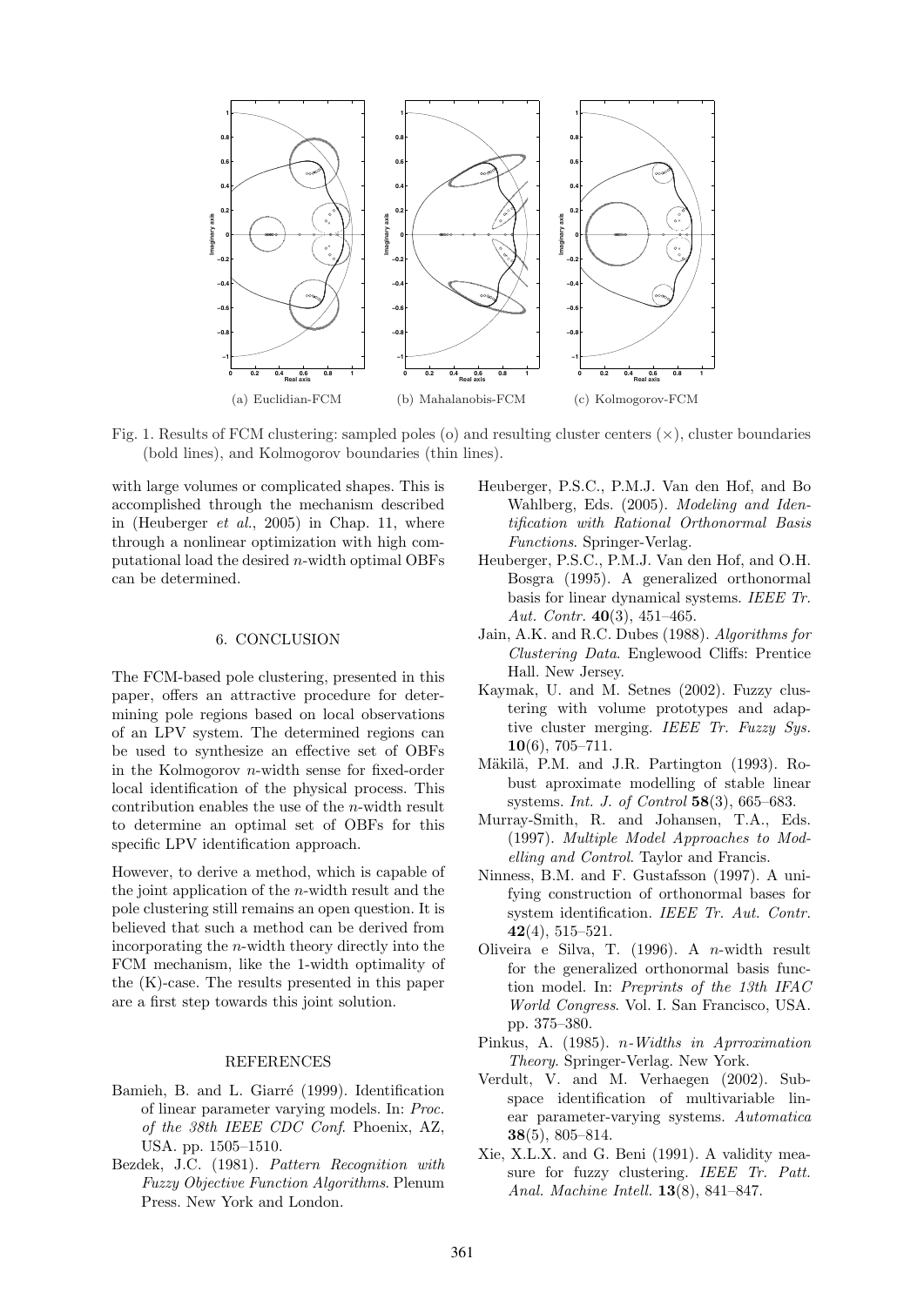Imaginary axis

Real axis

(a) Euclidian-FCM

(b) Mahalanobis-FCM

(c) Kolmogorov-FCM

Fig. 1. Results of FCM clustering: sampled poles (o) and resulting cluster centers (×), cluster boundaries (bold lines), and Kolmogorov boundaries (thin lines).

with large volumes or complicated shapes. This is accomplished through the mechanism described in (Heuberger *et al.*, 2005) in Chap. 11, where through a nonlinear optimization with high computational load the desired $n$-width optimal OBFs can be determined.

## 6. CONCLUSION

The FCM-based pole clustering, presented in this paper, offers an attractive procedure for determining pole regions based on local observations of an LPV system. The determined regions can be used to synthesize an effective set of OBFs in the Kolmogorov $n$-width sense for fixed-order local identification of the physical process. This contribution enables the use of the $n$-width result to determine an optimal set of OBFs for this specific LPV identification approach.

However, to derive a method, which is capable of the joint application of the $n$-width result and the pole clustering still remains an open question. It is believed that such a method can be derived from incorporating the $n$-width theory directly into the FCM mechanism, like the 1-width optimality of the (K)-case. The results presented in this paper are a first step towards this joint solution.

## REFERENCES

Bamieh, B. and L. Giarré (1999). Identification of linear parameter varying models. In: *Proc. of the 38th IEEE CDC Conf.* Phoenix, AZ, USA. pp. 1505–1510.

Bezdek, J.C. (1981). *Pattern Recognition with Fuzzy Objective Function Algorithms*. Plenum Press. New York and London.

Heuberger, P.S.C., P.M.J. Van den Hof, and Bo Wahlberg, Eds. (2005). *Modeling and Identification with Rational Orthonormal Basis Functions*. Springer-Verlag.

Heuberger, P.S.C., P.M.J. Van den Hof, and O.H. Bosgra (1995). A generalized orthonormal basis for linear dynamical systems. *IEEE Tr. Aut. Contr.* **40**(3), 451–465.

Jain, A.K. and R.C. Dubes (1988). *Algorithms for Clustering Data*. Englewood Cliffs: Prentice Hall. New Jersey.

Kaymak, U. and M. Setnes (2002). Fuzzy clustering with volume prototypes and adaptive cluster merging. *IEEE Tr. Fuzzy Sys.* **10**(6), 705–711.

Mäkilä, P.M. and J.R. Partington (1993). Robust aproximate modelling of stable linear systems. *Int. J. of Control* **58**(3), 665–683.

Murray-Smith, R. and Johansen, T.A., Eds. (1997). *Multiple Model Approaches to Modelling and Control*. Taylor and Francis.

Ninness, B.M. and F. Gustafsson (1997). A unifying construction of orthonormal bases for system identification. *IEEE Tr. Aut. Contr.* **42**(4), 515–521.

Oliveira e Silva, T. (1996). A $n$-width result for the generalized orthonormal basis function model. In: *Preprints of the 13th IFAC World Congress*. Vol. I. San Francisco, USA. pp. 375–380.

Pinkus, A. (1985). *n-Widths in Aprroximation Theory*. Springer-Verlag. New York.

Verdult, V. and M. Verhaegen (2002). Subspace identification of multivariable linear parameter-varying systems. *Automatica* **38**(5), 805–814.

Xie, X.L.X. and G. Beni (1991). A validity measure for fuzzy clustering. *IEEE Tr. Patt. Anal. Machine Intell.* **13**(8), 841–847.